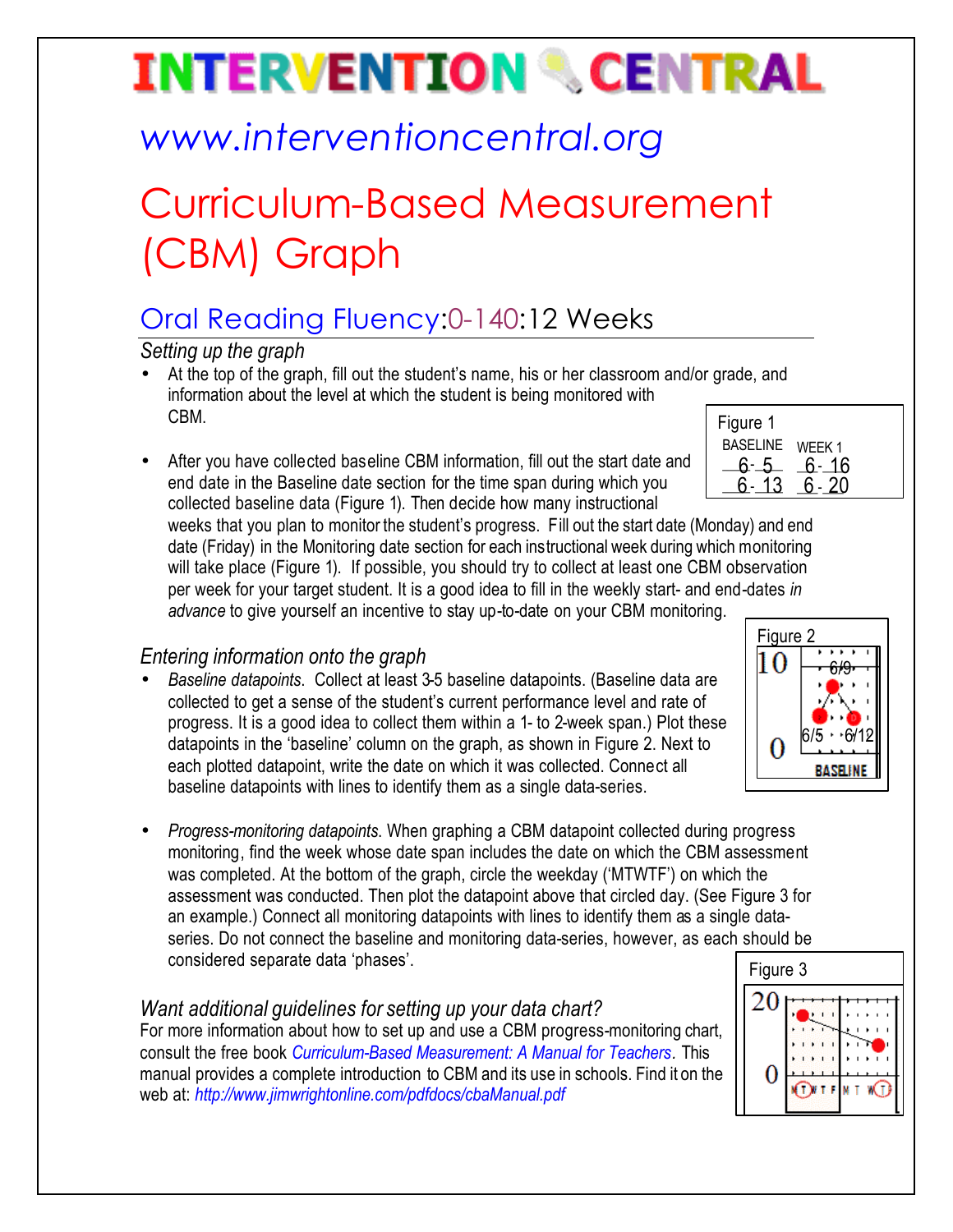# INTERVENTION CENTRAL

www.interventioncentral.org

# Curriculum-Based Measurement (CBM) Graph

## Oral Reading Fluency:0-140:12 Weeks

### *Setting up the graph*

- At the top of the graph, fill out the student's name, his or her classroom and/or grade, and information about the level at which the student is being monitored with CBM.
- After you have collected baseline CBM information, fill out the start date and end date in the Baseline date section for the time span during which you collected baseline data (Figure 1). Then decide how many instructional weeks that you plan to monitor the student's progress. Fill out the start date (Monday) and end date (Friday) in the Monitoring date section for each instructional week during which monitoring will take place (Figure 1). If possible, you should try to collect at least one CBM observation per week for your target student. It is a good idea to fill in the weekly start- and end-dates *in advance* to give yourself an incentive to stay up-to-date on your CBM monitoring.

Figure 1

| BASELINE | WEEK 1 |
|---|---|
| 6-5 | 6-16 |
| 6-13 | 6-20 |

### *Entering information onto the graph*

- *Baseline datapoints*. Collect at least 3-5 baseline datapoints. (Baseline data are collected to get a sense of the student's current performance level and rate of progress. It is a good idea to collect them within a 1- to 2-week span.) Plot these datapoints in the 'baseline' column on the graph, as shown in Figure 2. Next to each plotted datapoint, write the date on which it was collected. Connect all baseline datapoints with lines to identify them as a single data-series.

Figure 2

- *Progress-monitoring datapoints*. When graphing a CBM datapoint collected during progress monitoring, find the week whose date span includes the date on which the CBM assessment was completed. At the bottom of the graph, circle the weekday ('MTWTF') on which the assessment was conducted. Then plot the datapoint above that circled day. (See Figure 3 for an example.) Connect all monitoring datapoints with lines to identify them as a single data-series. Do not connect the baseline and monitoring data-series, however, as each should be considered separate data 'phases'.

Figure 3

### *Want additional guidelines for setting up your data chart?*

For more information about how to set up and use a CBM progress-monitoring chart, consult the free book *Curriculum-Based Measurement: A Manual for Teachers*. This manual provides a complete introduction to CBM and its use in schools. Find it on the web at: *http://www.jimwrightonline.com/pdfdocs/cbaManual.pdf*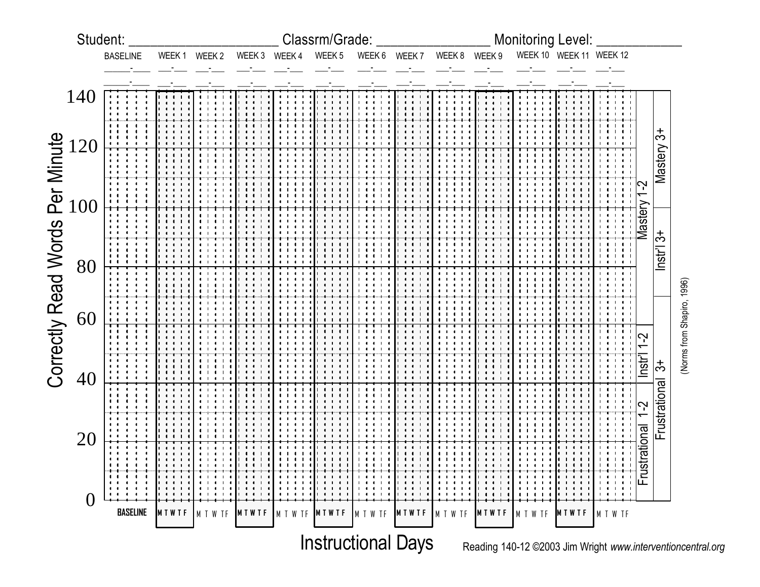Student: ______________________ Classrm/Grade: ________________ Monitoring Level: ____________

BASELINE WEEK 1 WEEK 2 WEEK 3 WEEK 4 WEEK 5 WEEK 6 WEEK 7 WEEK 8 WEEK 9 WEEK 10 WEEK 11 WEEK 12

Correctly Read Words Per Minute

140
120
100
80
60
40
20
0

BASELINE M T W T F M T W T F M T W T F M T W T F M T W T F M T W T F M T W T F M T W T F M T W T F M T W T F M T W T F M T W T F M T W T F

Instructional Days

Mastery 1-2

Instr'l 1-2

Frustrational 1-2

Mastery 3+

Instr'l 3+

Frustrational 3+

(Norms from Shapiro, 1996)

Reading 140-12 ©2003 Jim Wright *www.interventioncentral.org*